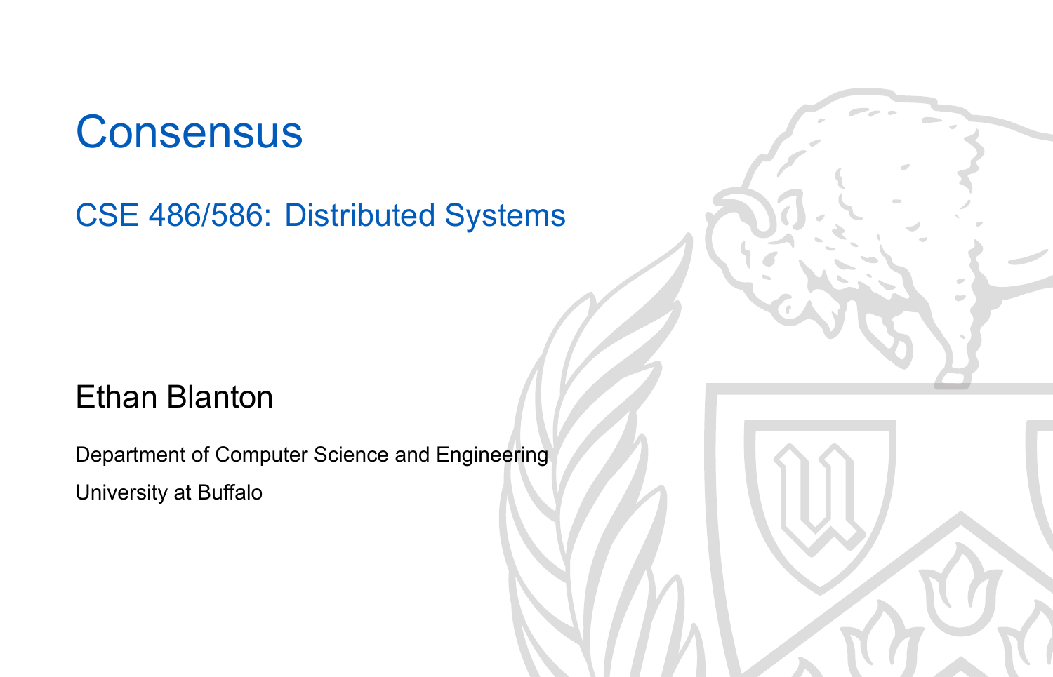# Consensus

## CSE 486/586: Distributed Systems

Ethan Blanton

Department of Computer Science and Engineering

University at Buffalo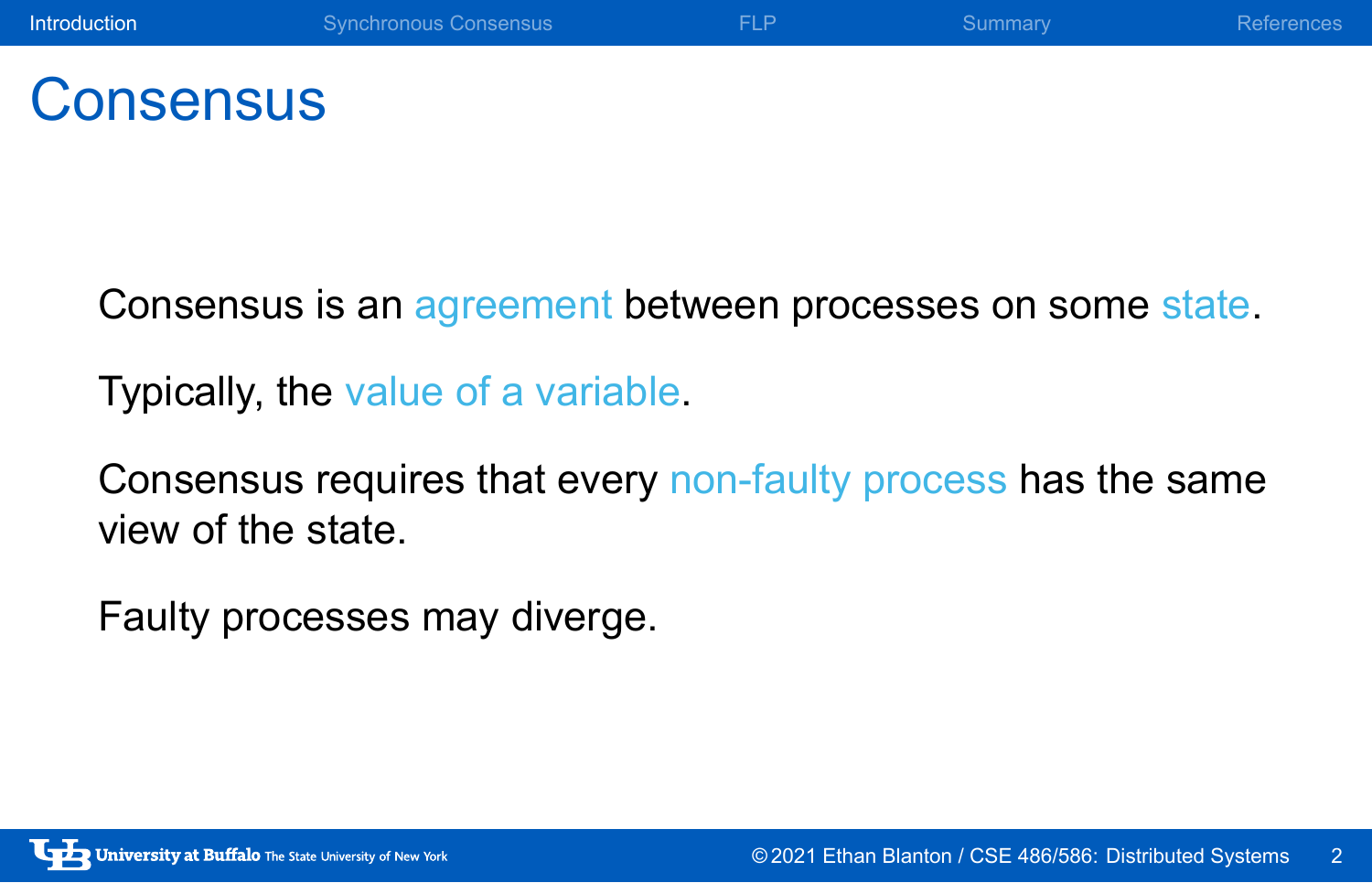# Consensus

Consensus is an agreement between processes on some state.

Typically, the value of a variable.

Consensus requires that every non-faulty process has the same view of the state.

Faulty processes may diverge.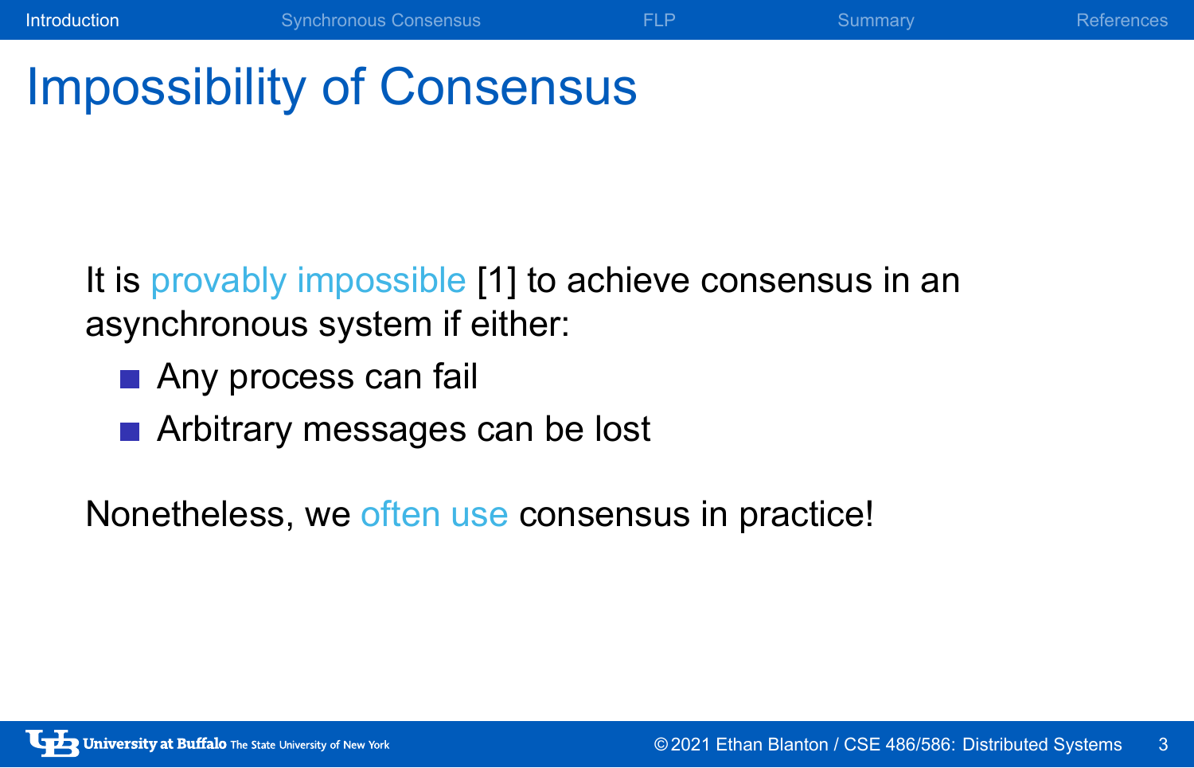# Impossibility of Consensus

It is provably impossible [1] to achieve consensus in an asynchronous system if either:

- Any process can fail
- Arbitrary messages can be lost

Nonetheless, we often use consensus in practice!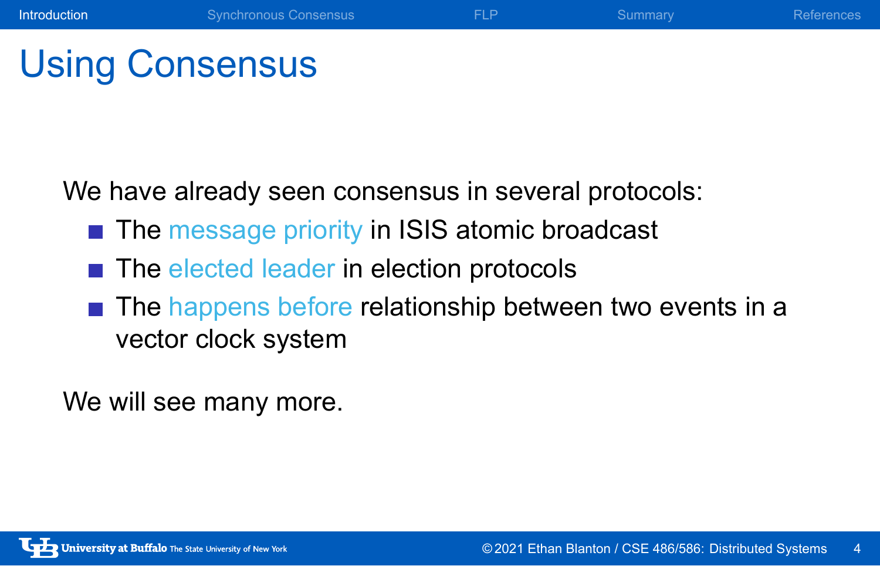# Using Consensus

We have already seen consensus in several protocols:

- The message priority in ISIS atomic broadcast
- The elected leader in election protocols
- The happens before relationship between two events in a vector clock system

We will see many more.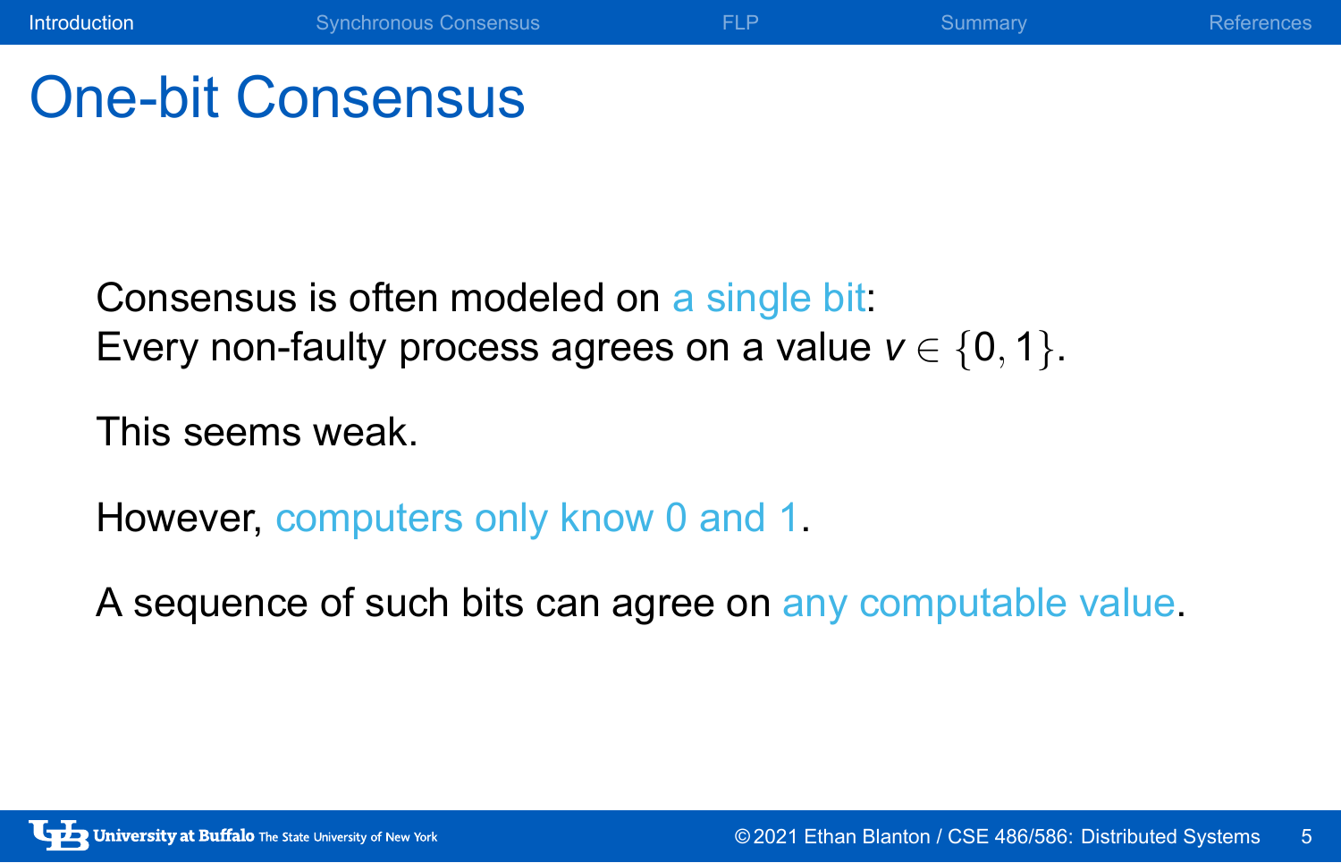# One-bit Consensus

Consensus is often modeled on a single bit:
Every non-faulty process agrees on a value $v \in \{0, 1\}$.

This seems weak.

However, computers only know 0 and 1.

A sequence of such bits can agree on any computable value.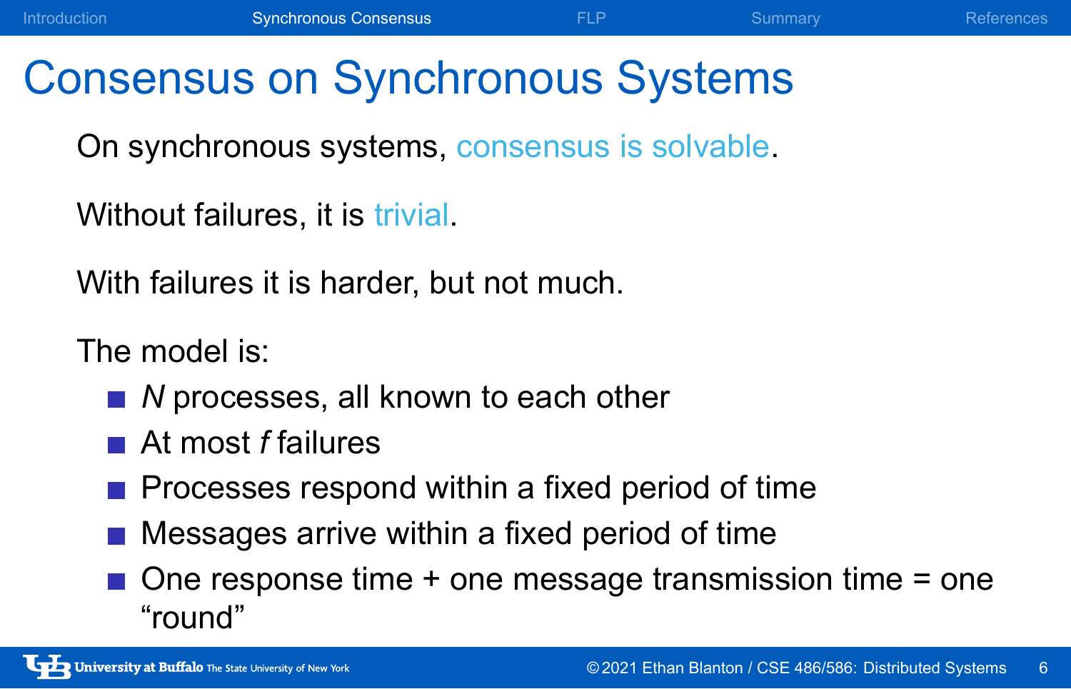# Consensus on Synchronous Systems

On synchronous systems, consensus is solvable.

Without failures, it is trivial.

With failures it is harder, but not much.

The model is:

- $N$ processes, all known to each other
- At most $f$ failures
- Processes respond within a fixed period of time
- Messages arrive within a fixed period of time
- One response time + one message transmission time = one "round"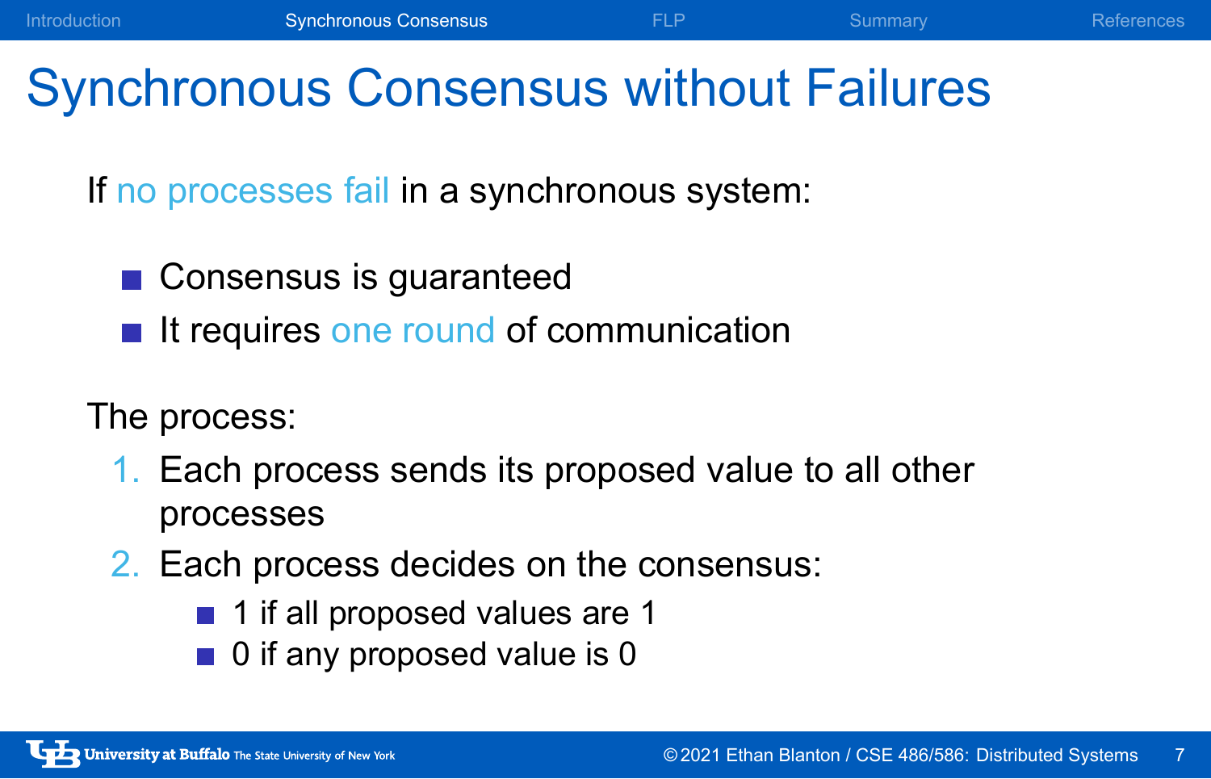# Synchronous Consensus without Failures

If no processes fail in a synchronous system:

- Consensus is guaranteed
- It requires one round of communication

The process:

1. Each process sends its proposed value to all other processes
2. Each process decides on the consensus:
   - 1 if all proposed values are 1
   - 0 if any proposed value is 0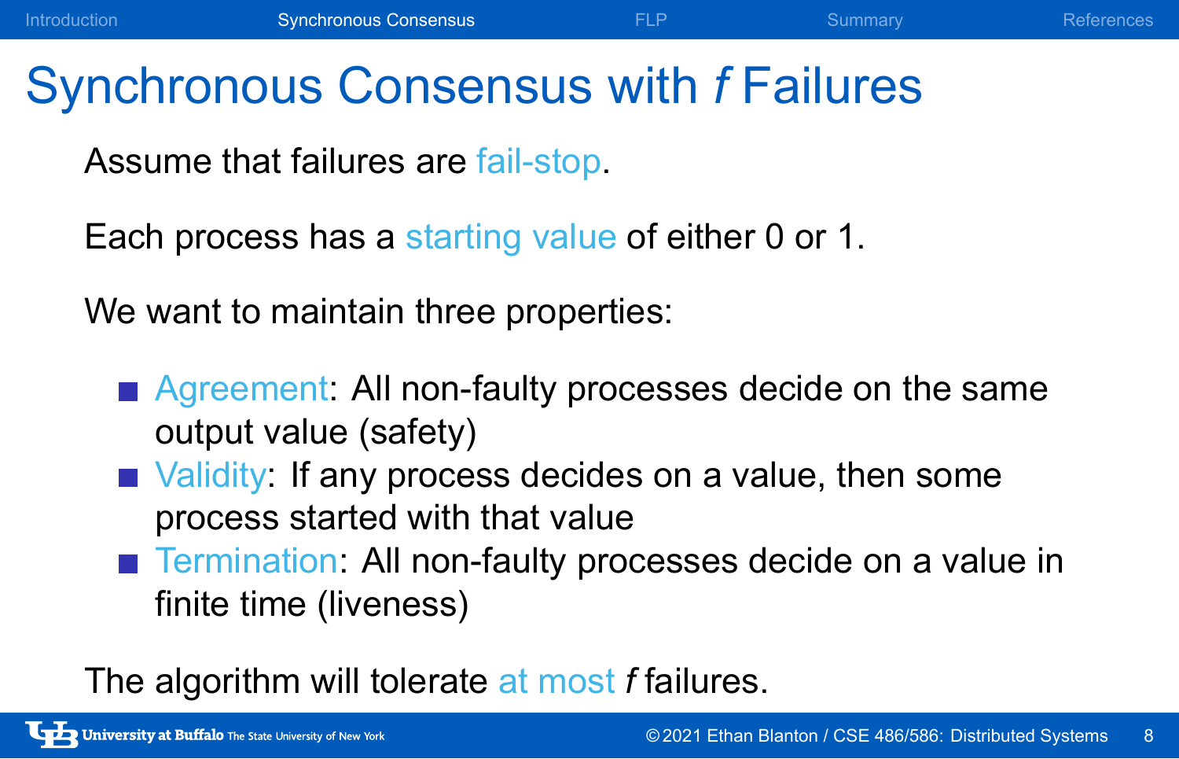# Synchronous Consensus with $f$ Failures

Assume that failures are fail-stop.

Each process has a starting value of either 0 or 1.

We want to maintain three properties:

- Agreement: All non-faulty processes decide on the same output value (safety)
- Validity: If any process decides on a value, then some process started with that value
- Termination: All non-faulty processes decide on a value in finite time (liveness)

The algorithm will tolerate at most $f$ failures.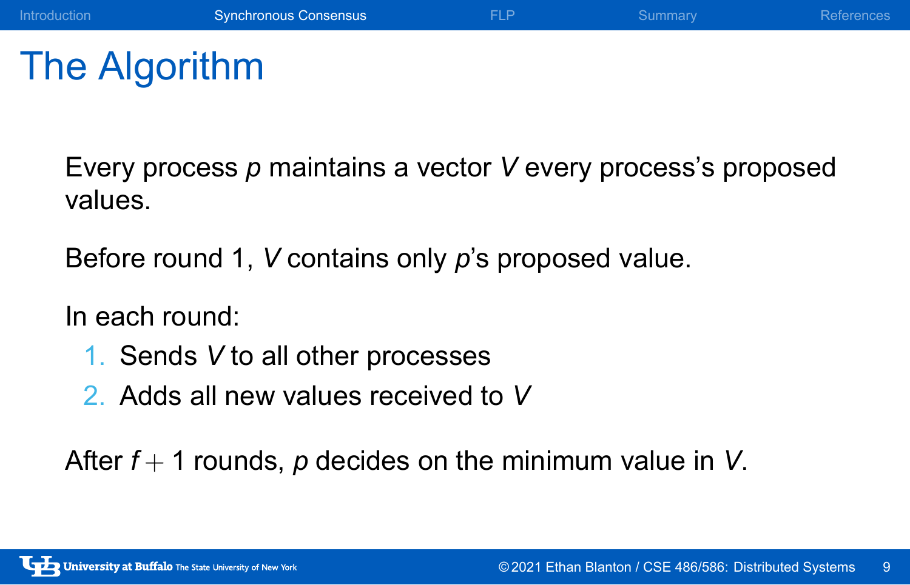# The Algorithm

Every process $p$ maintains a vector $V$ every process's proposed values.

Before round 1, $V$ contains only $p$'s proposed value.

In each round:

1. Sends $V$ to all other processes
2. Adds all new values received to $V$

After $f + 1$ rounds, $p$ decides on the minimum value in $V$.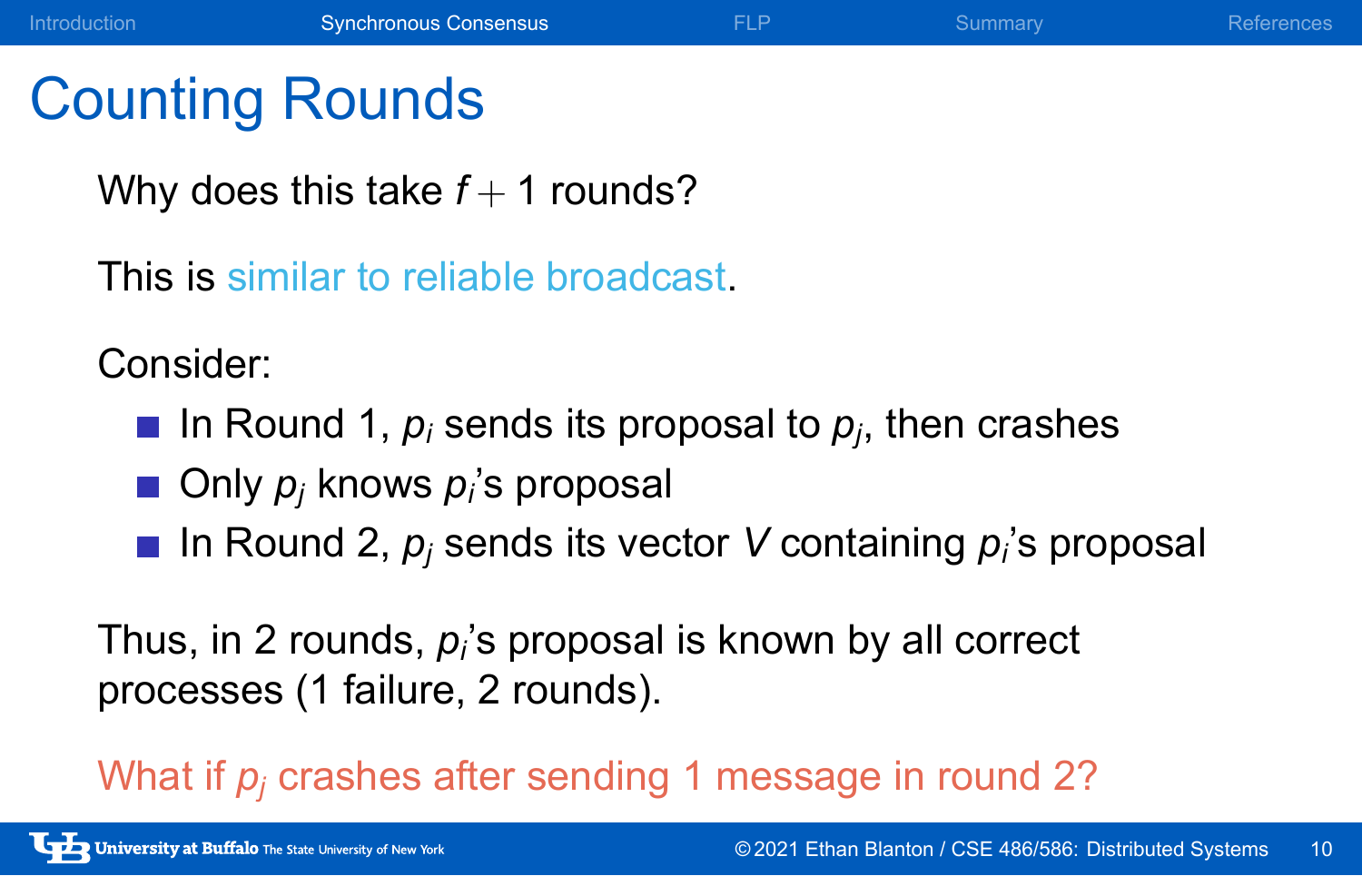# Counting Rounds

Why does this take $f + 1$ rounds?

This is similar to reliable broadcast.

Consider:

- In Round 1, $p_i$ sends its proposal to $p_j$, then crashes
- Only $p_j$ knows $p_i$'s proposal
- In Round 2, $p_j$ sends its vector $V$ containing $p_i$'s proposal

Thus, in 2 rounds, $p_i$'s proposal is known by all correct processes (1 failure, 2 rounds).

What if $p_j$ crashes after sending 1 message in round 2?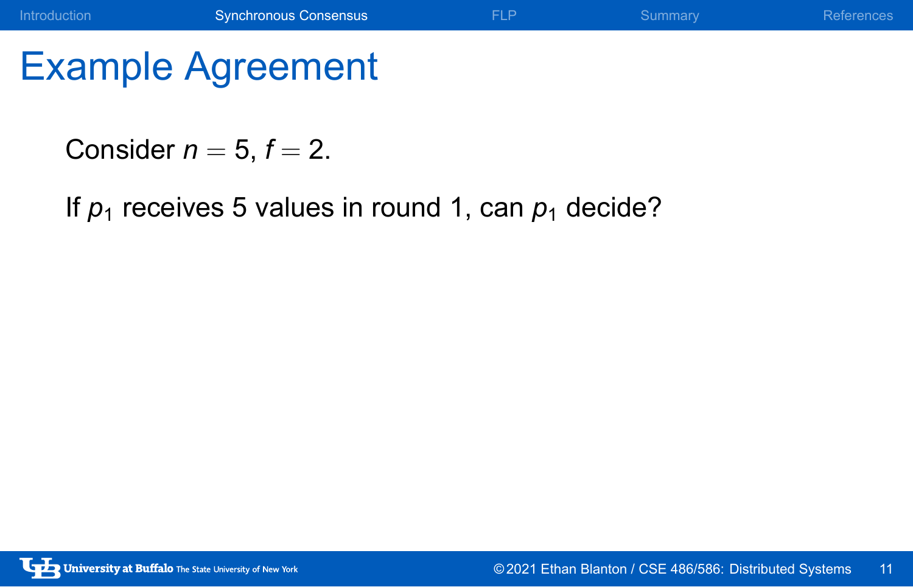# Example Agreement

Consider $n = 5$, $f = 2$.

If $p_1$ receives 5 values in round 1, can $p_1$ decide?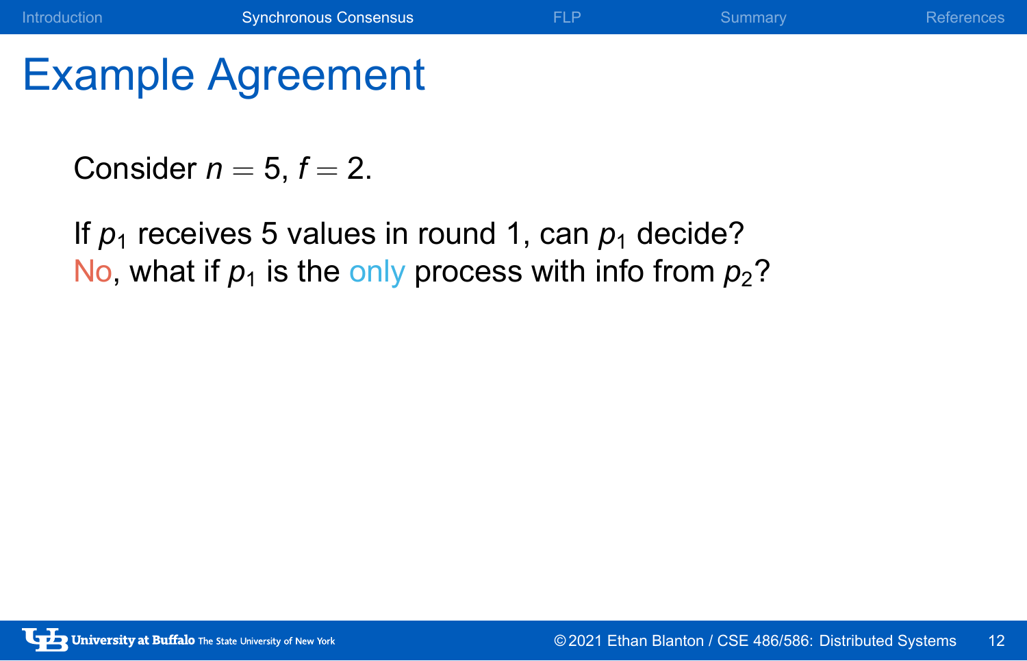# Example Agreement

Consider $n = 5$, $f = 2$.

If $p_1$ receives 5 values in round 1, can $p_1$ decide?
No, what if $p_1$ is the only process with info from $p_2$?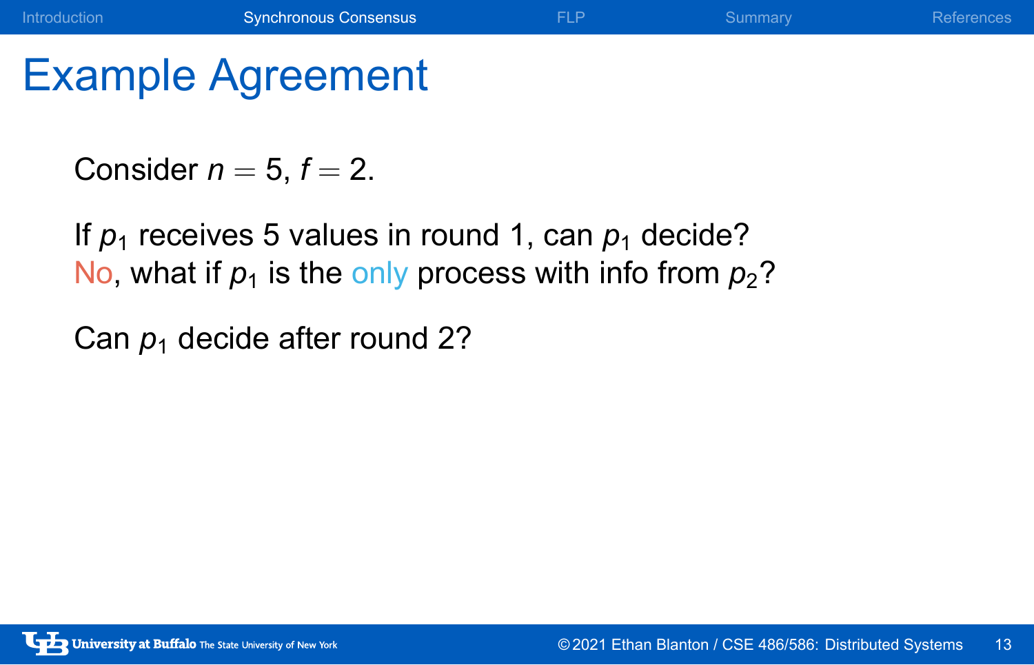# Example Agreement

Consider $n = 5$, $f = 2$.

If $p_1$ receives 5 values in round 1, can $p_1$ decide?
No, what if $p_1$ is the only process with info from $p_2$?

Can $p_1$ decide after round 2?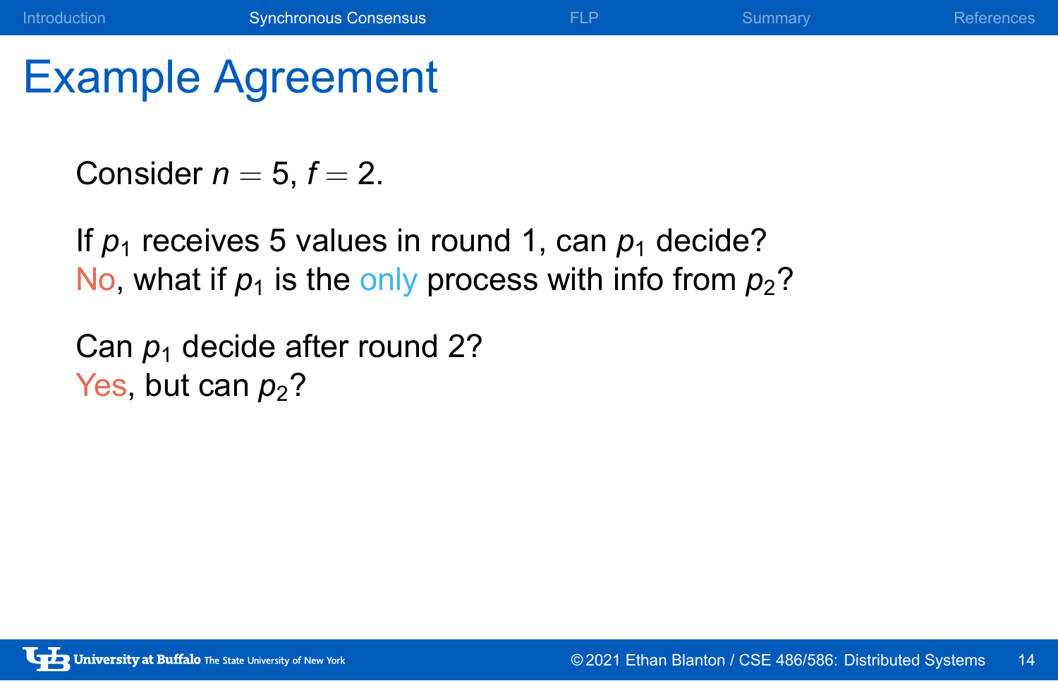# Example Agreement

Consider $n = 5$, $f = 2$.

If $p_1$ receives 5 values in round 1, can $p_1$ decide?
No, what if $p_1$ is the only process with info from $p_2$?

Can $p_1$ decide after round 2?
Yes, but can $p_2$?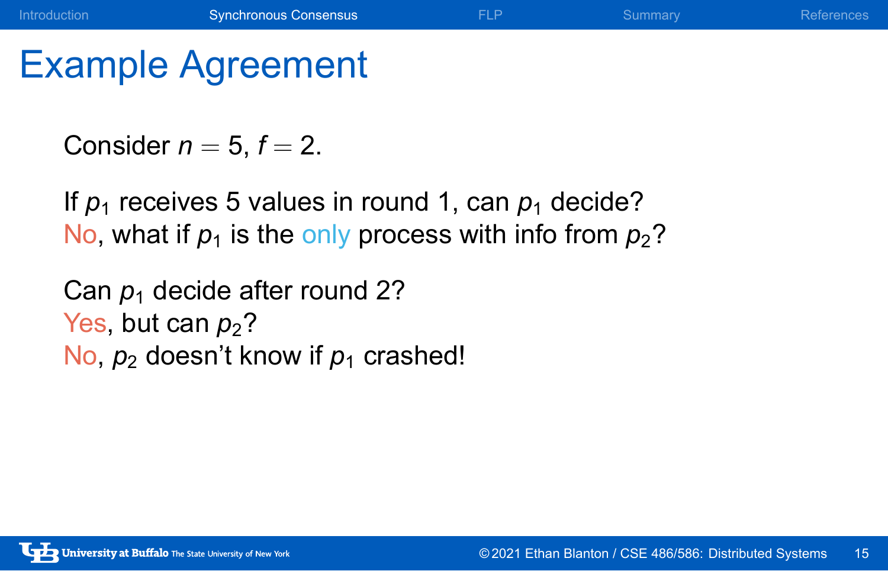# Example Agreement

Consider $n = 5$, $f = 2$.

If $p_1$ receives 5 values in round 1, can $p_1$ decide?
No, what if $p_1$ is the only process with info from $p_2$?

Can $p_1$ decide after round 2?
Yes, but can $p_2$?
No, $p_2$ doesn't know if $p_1$ crashed!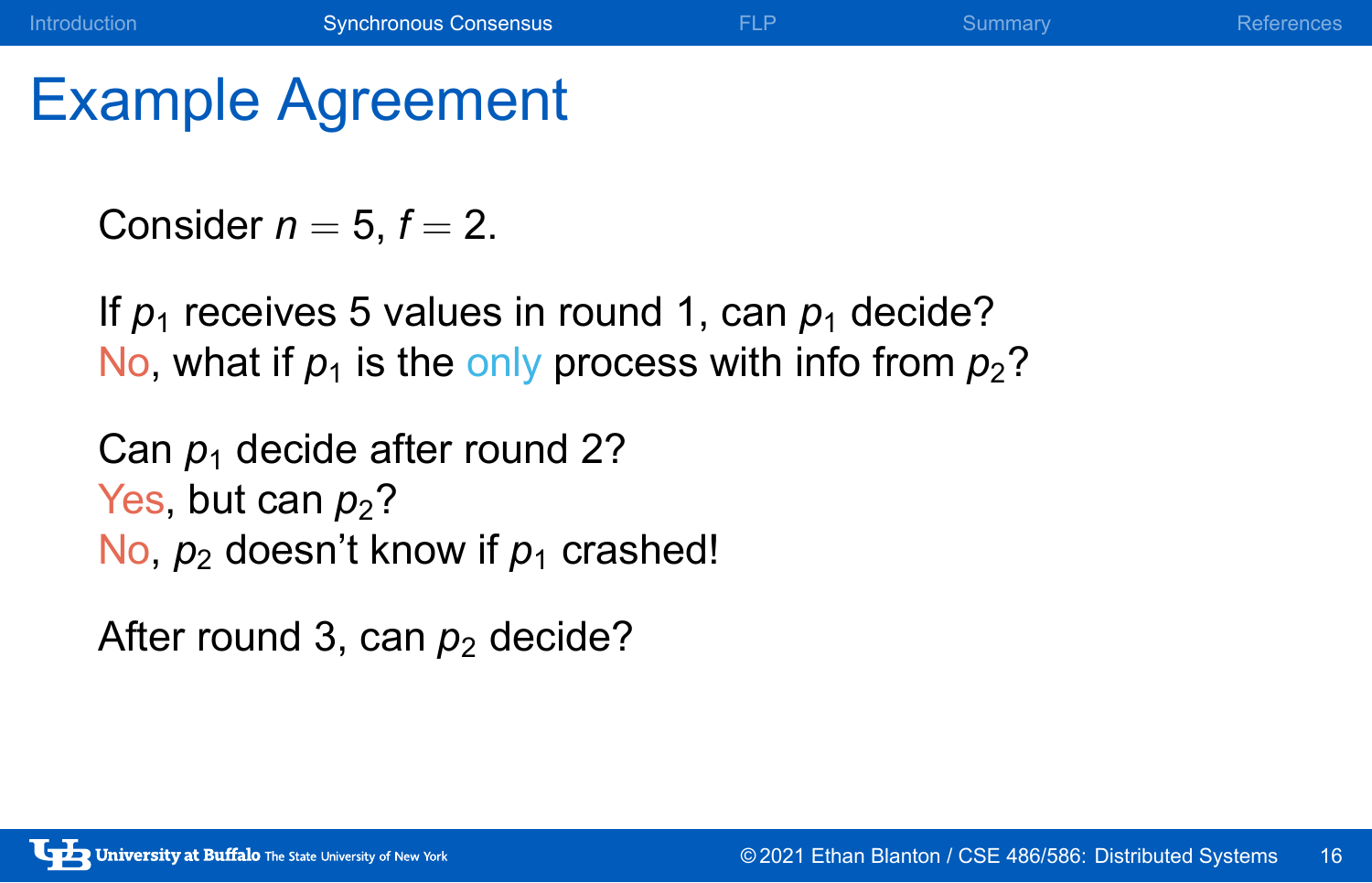# Example Agreement

Consider $n = 5$, $f = 2$.

If $p_1$ receives 5 values in round 1, can $p_1$ decide?
No, what if $p_1$ is the only process with info from $p_2$?

Can $p_1$ decide after round 2?
Yes, but can $p_2$?
No, $p_2$ doesn't know if $p_1$ crashed!

After round 3, can $p_2$ decide?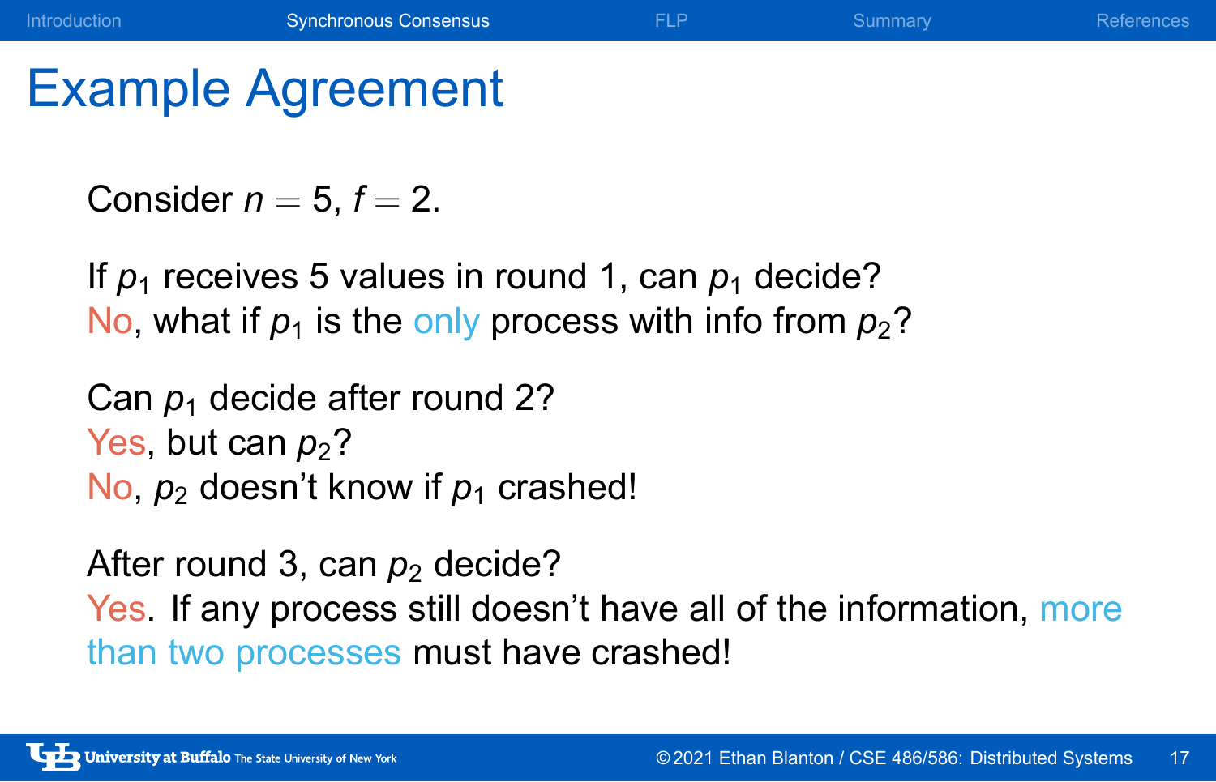# Example Agreement

Consider $n = 5$, $f = 2$.

If $p_1$ receives 5 values in round 1, can $p_1$ decide?
No, what if $p_1$ is the only process with info from $p_2$?

Can $p_1$ decide after round 2?
Yes, but can $p_2$?
No, $p_2$ doesn't know if $p_1$ crashed!

After round 3, can $p_2$ decide?
Yes. If any process still doesn't have all of the information, more than two processes must have crashed!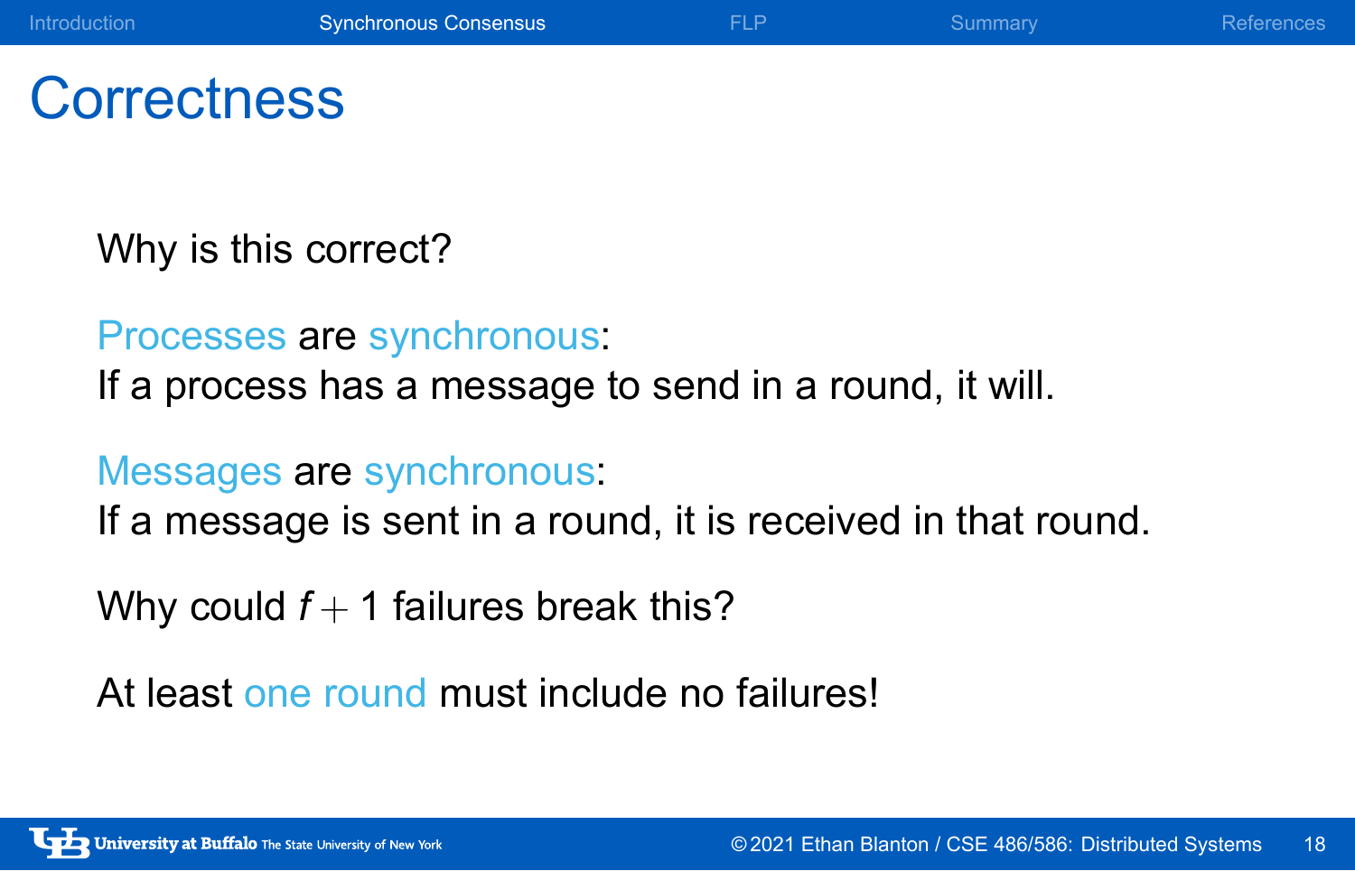# Correctness

Why is this correct?

Processes are synchronous:
If a process has a message to send in a round, it will.

Messages are synchronous:
If a message is sent in a round, it is received in that round.

Why could $f + 1$ failures break this?

At least one round must include no failures!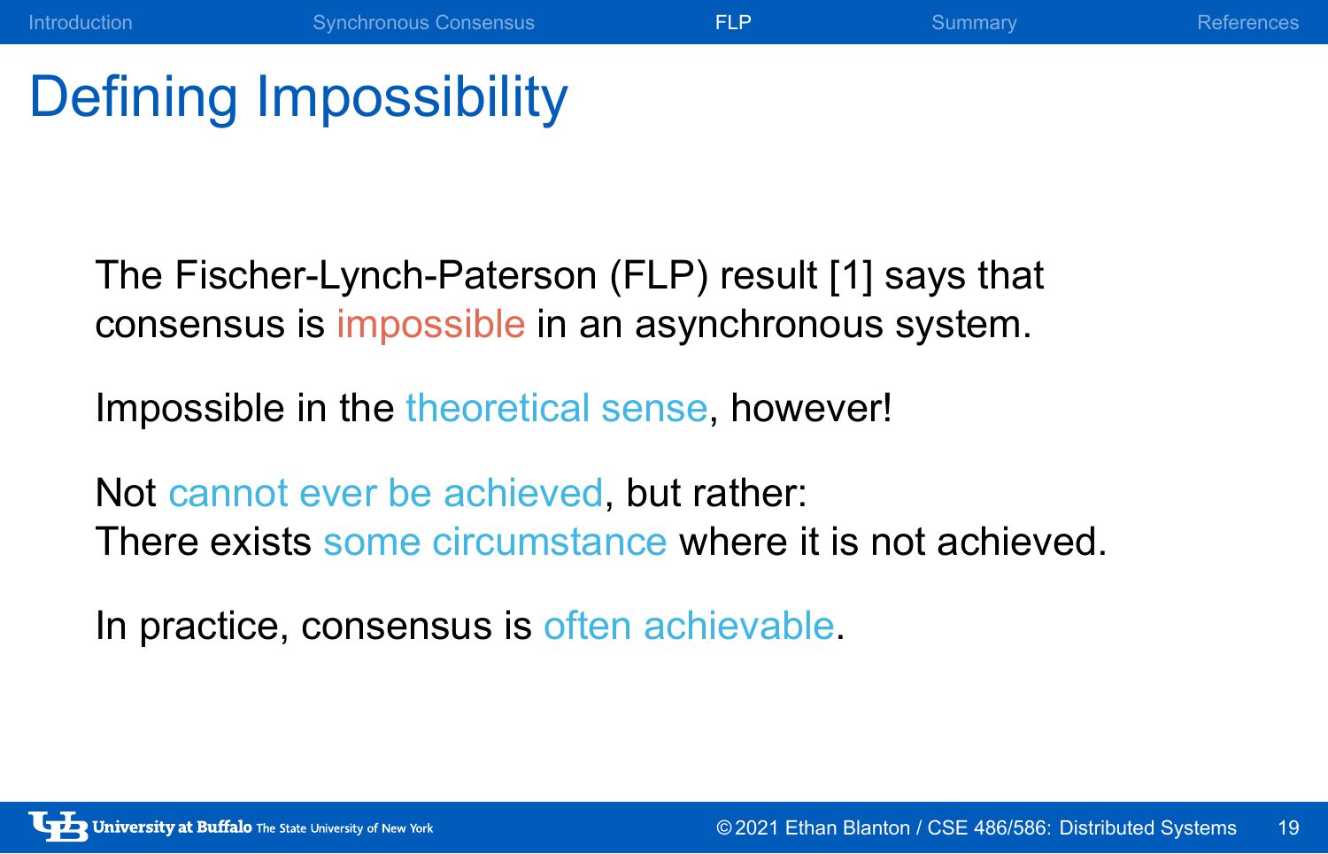# Defining Impossibility

The Fischer-Lynch-Paterson (FLP) result [1] says that consensus is impossible in an asynchronous system.

Impossible in the theoretical sense, however!

Not cannot ever be achieved, but rather:
There exists some circumstance where it is not achieved.

In practice, consensus is often achievable.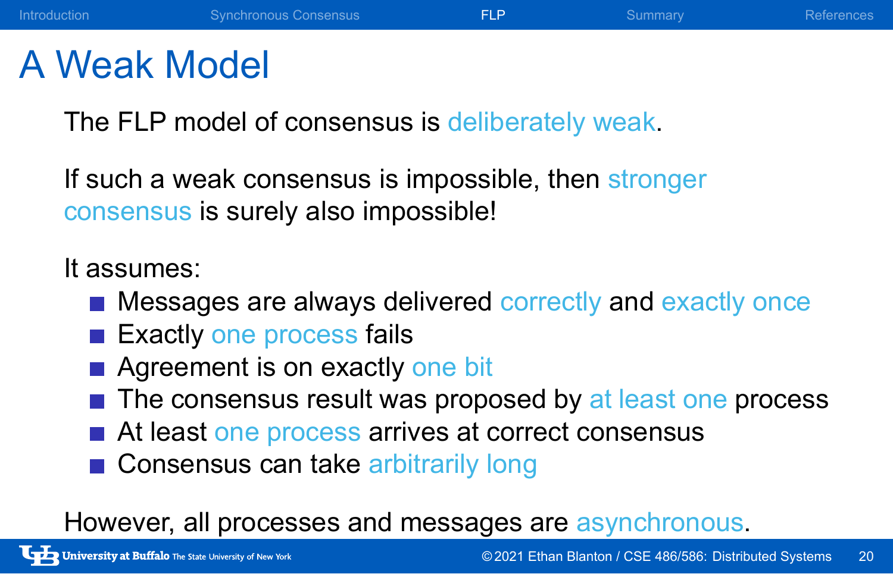# A Weak Model

The FLP model of consensus is deliberately weak.

If such a weak consensus is impossible, then stronger consensus is surely also impossible!

It assumes:

- Messages are always delivered correctly and exactly once
- Exactly one process fails
- Agreement is on exactly one bit
- The consensus result was proposed by at least one process
- At least one process arrives at correct consensus
- Consensus can take arbitrarily long

However, all processes and messages are asynchronous.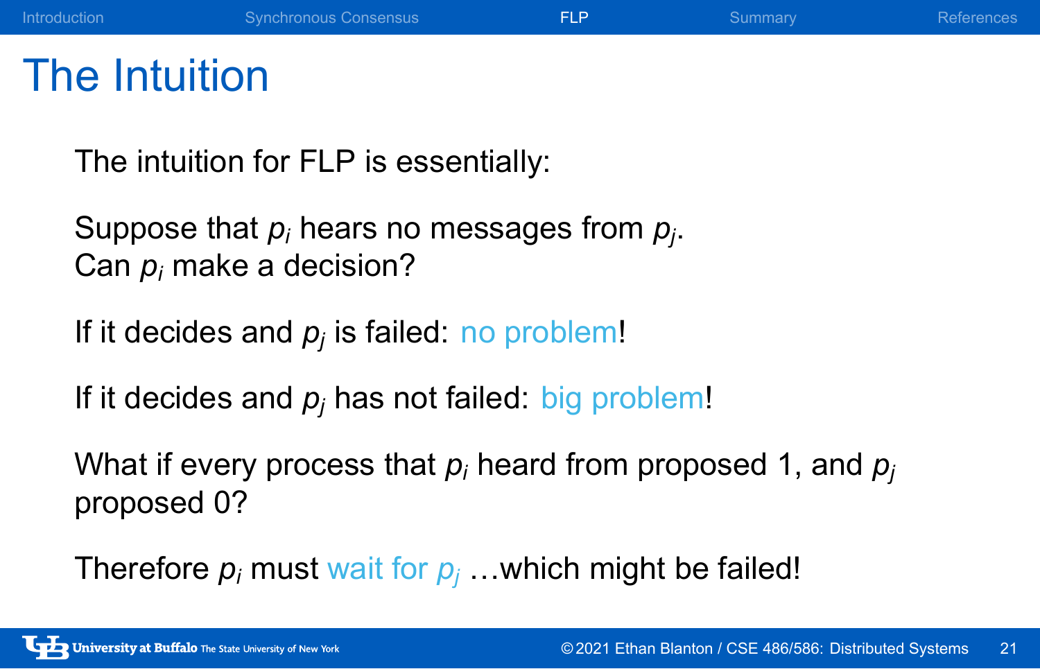# The Intuition

The intuition for FLP is essentially:

Suppose that $p_i$ hears no messages from $p_j$.
Can $p_i$ make a decision?

If it decides and $p_j$ is failed: no problem!

If it decides and $p_j$ has not failed: big problem!

What if every process that $p_i$ heard from proposed 1, and $p_j$ proposed 0?

Therefore $p_i$ must wait for $p_j$ …which might be failed!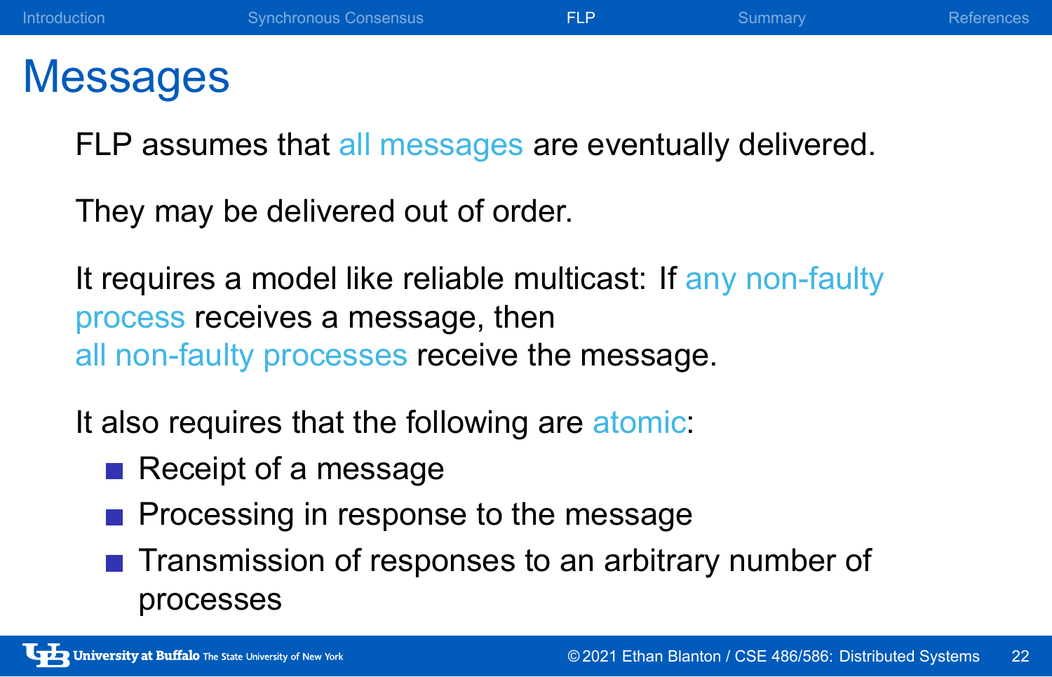# Messages

FLP assumes that all messages are eventually delivered.

They may be delivered out of order.

It requires a model like reliable multicast: If any non-faulty process receives a message, then all non-faulty processes receive the message.

It also requires that the following are atomic:

- Receipt of a message
- Processing in response to the message
- Transmission of responses to an arbitrary number of processes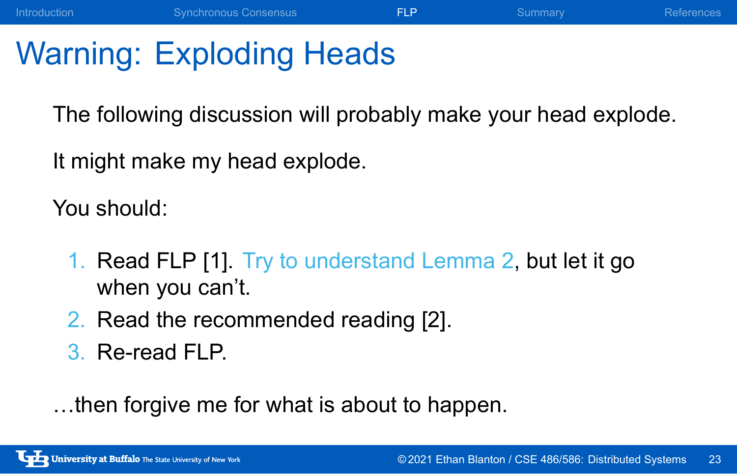# Warning: Exploding Heads

The following discussion will probably make your head explode.

It might make my head explode.

You should:

1. Read FLP [1]. Try to understand Lemma 2, but let it go when you can't.
2. Read the recommended reading [2].
3. Re-read FLP.

…then forgive me for what is about to happen.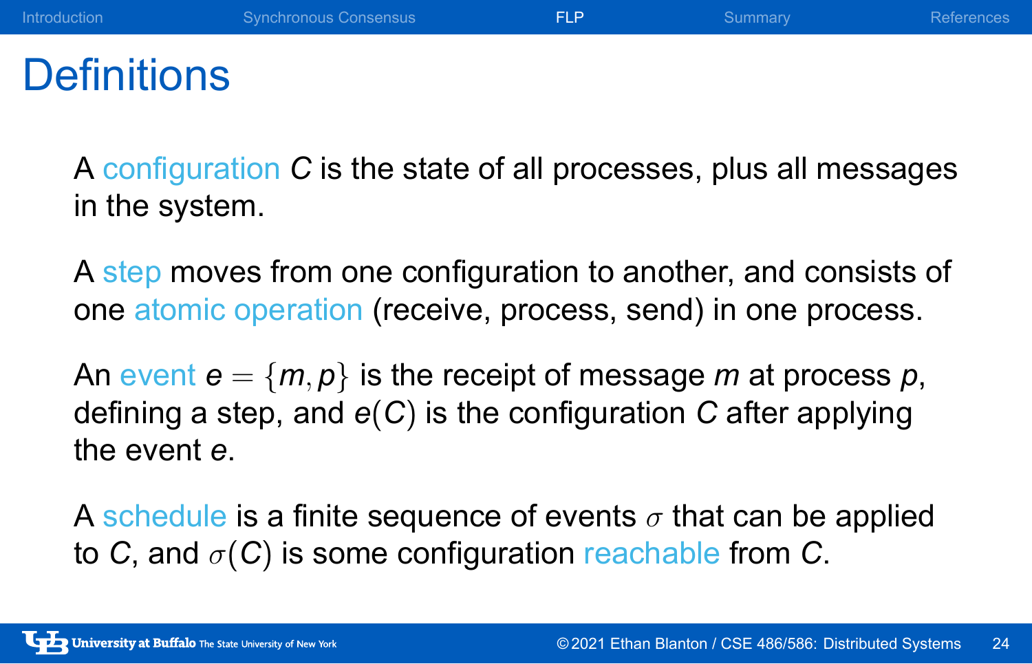# Definitions

A configuration $C$ is the state of all processes, plus all messages in the system.

A step moves from one configuration to another, and consists of one atomic operation (receive, process, send) in one process.

An event $e = \{m, p\}$ is the receipt of message $m$ at process $p$, defining a step, and $e(C)$ is the configuration $C$ after applying the event $e$.

A schedule is a finite sequence of events $\sigma$ that can be applied to $C$, and $\sigma(C)$ is some configuration reachable from $C$.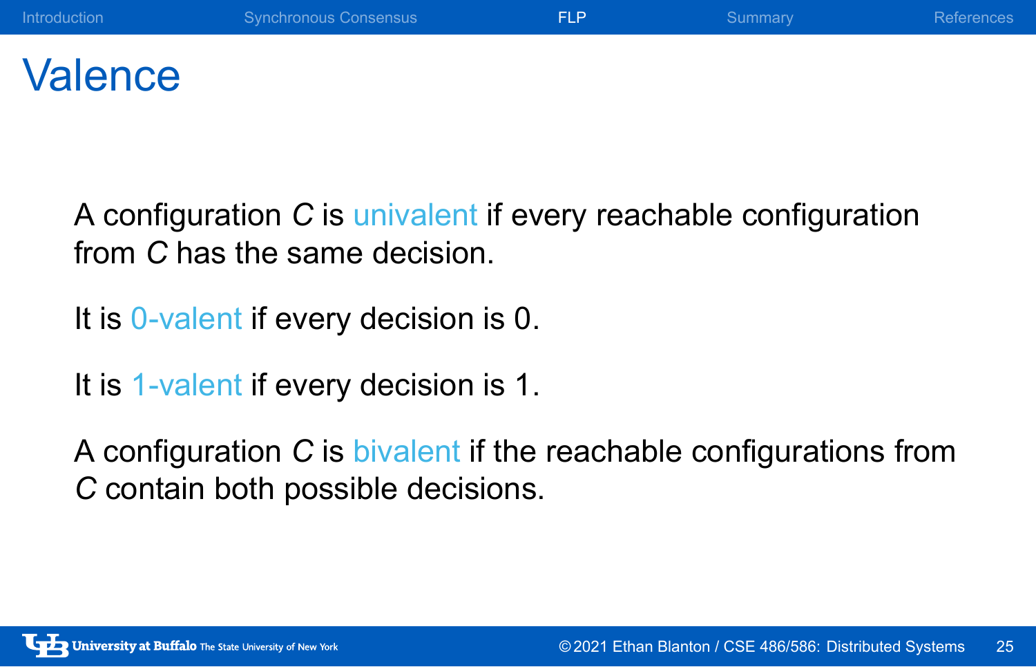# Valence

A configuration $C$ is univalent if every reachable configuration from $C$ has the same decision.

It is 0-valent if every decision is 0.

It is 1-valent if every decision is 1.

A configuration $C$ is bivalent if the reachable configurations from $C$ contain both possible decisions.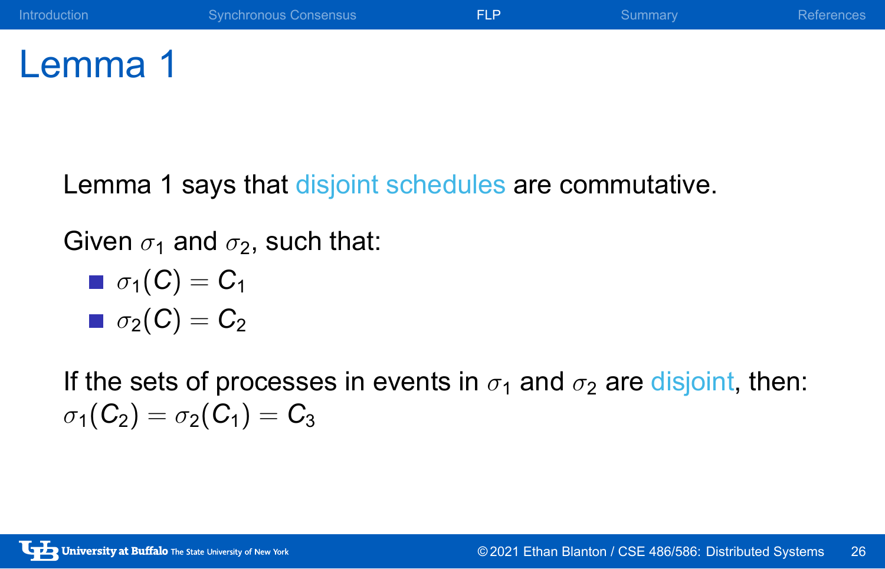# Lemma 1

Lemma 1 says that disjoint schedules are commutative.

Given $\sigma_1$ and $\sigma_2$, such that:

- $\sigma_1(C) = C_1$
- $\sigma_2(C) = C_2$

If the sets of processes in events in $\sigma_1$ and $\sigma_2$ are disjoint, then: $\sigma_1(C_2) = \sigma_2(C_1) = C_3$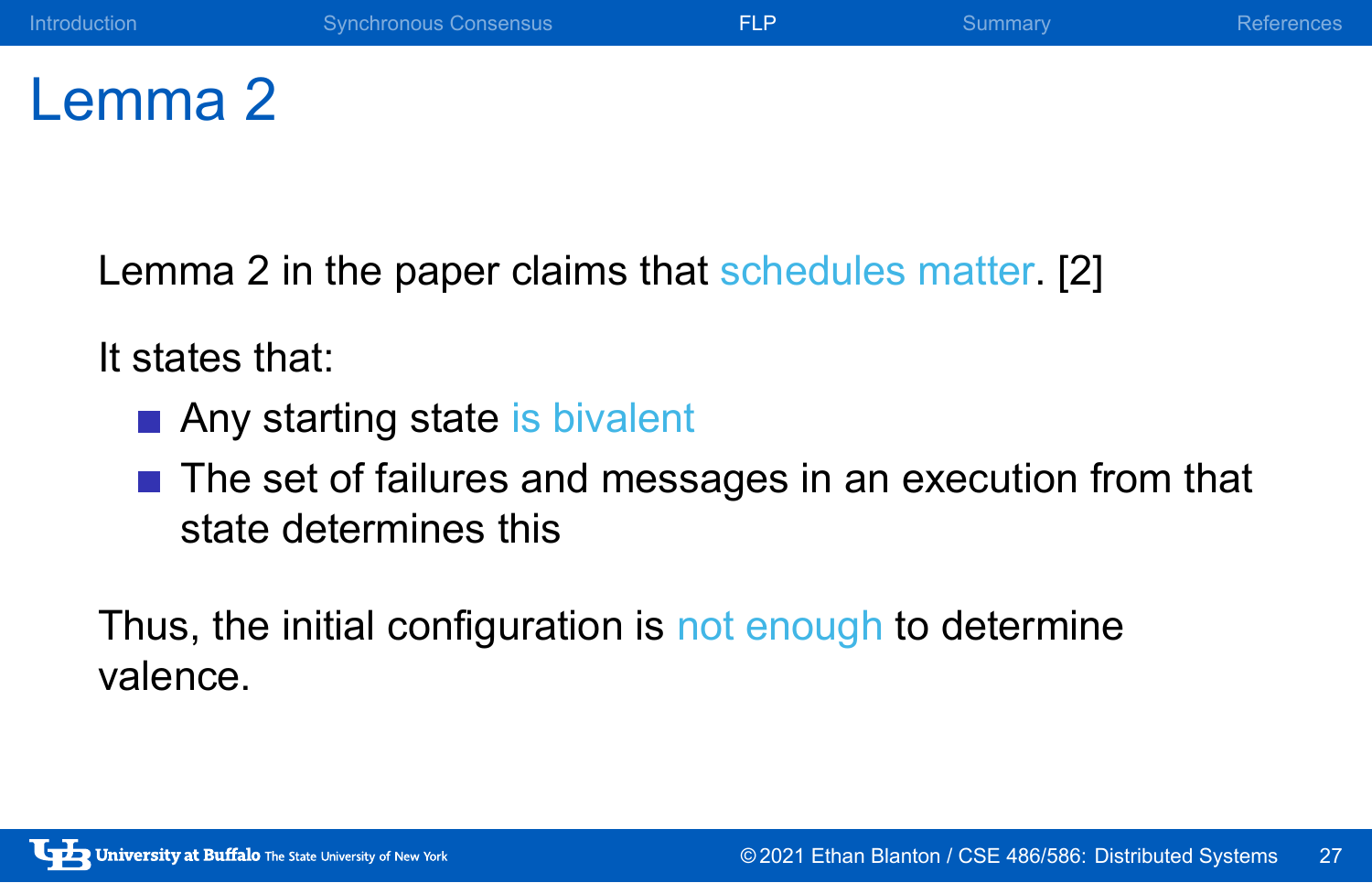# Lemma 2

Lemma 2 in the paper claims that schedules matter. [2]

It states that:

- Any starting state is bivalent
- The set of failures and messages in an execution from that state determines this

Thus, the initial configuration is not enough to determine valence.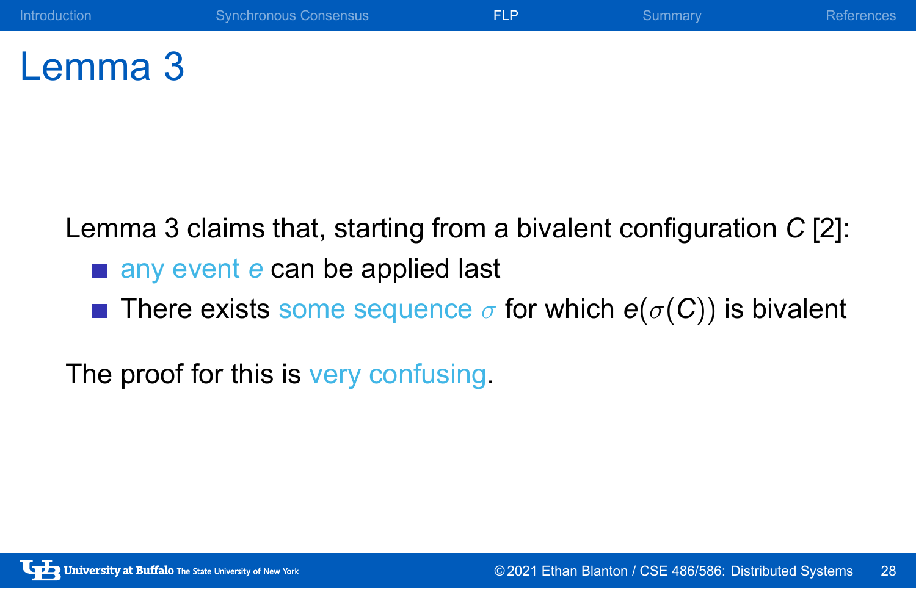# Lemma 3

Lemma 3 claims that, starting from a bivalent configuration $C$ [2]:

- any event $e$ can be applied last
- There exists some sequence $\sigma$ for which $e(\sigma(C))$ is bivalent

The proof for this is very confusing.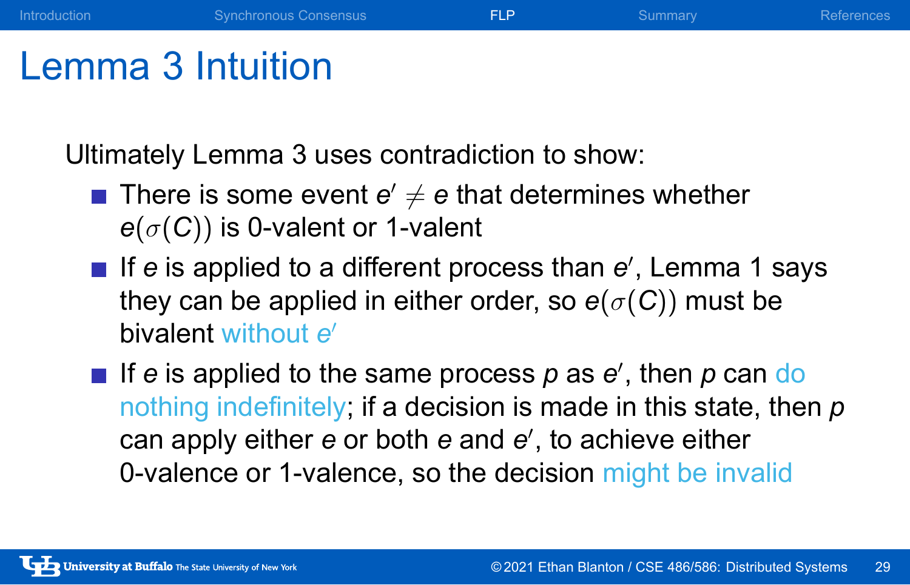# Lemma 3 Intuition

Ultimately Lemma 3 uses contradiction to show:

- There is some event $e' \neq e$ that determines whether $e(\sigma(C))$ is 0-valent or 1-valent
- If $e$ is applied to a different process than $e'$, Lemma 1 says they can be applied in either order, so $e(\sigma(C))$ must be bivalent without $e'$
- If $e$ is applied to the same process $p$ as $e'$, then $p$ can do nothing indefinitely; if a decision is made in this state, then $p$ can apply either $e$ or both $e$ and $e'$, to achieve either 0-valence or 1-valence, so the decision might be invalid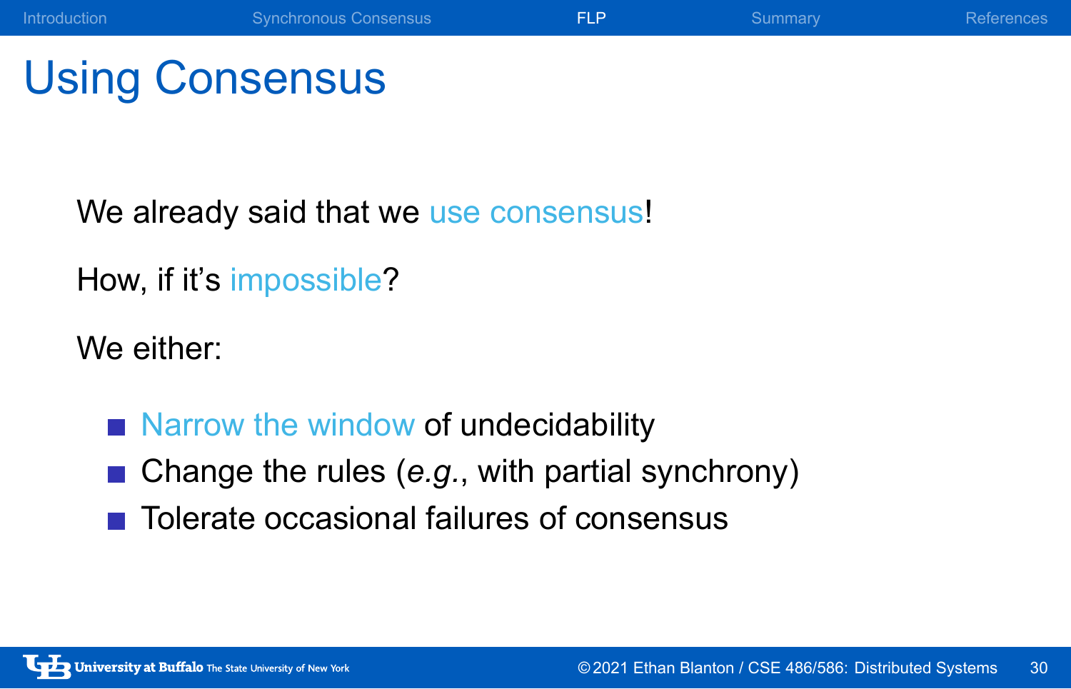# Using Consensus

We already said that we use consensus!

How, if it's impossible?

We either:

- Narrow the window of undecidability
- Change the rules (*e.g.*, with partial synchrony)
- Tolerate occasional failures of consensus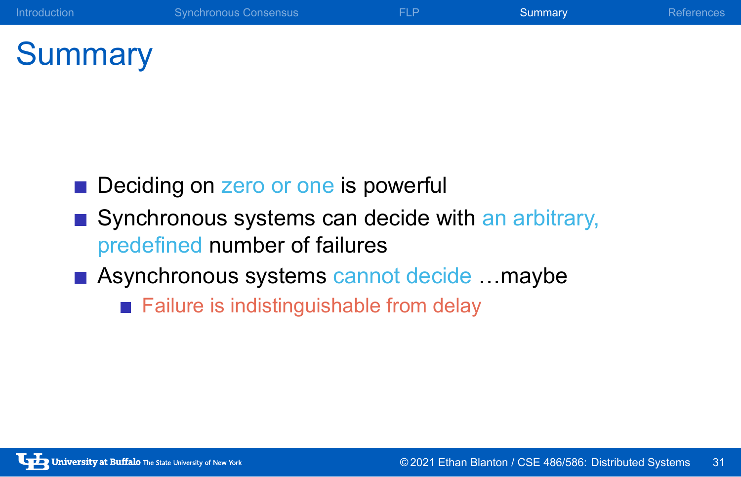# Summary

- Deciding on zero or one is powerful
- Synchronous systems can decide with an arbitrary, predefined number of failures
- Asynchronous systems cannot decide …maybe
  - Failure is indistinguishable from delay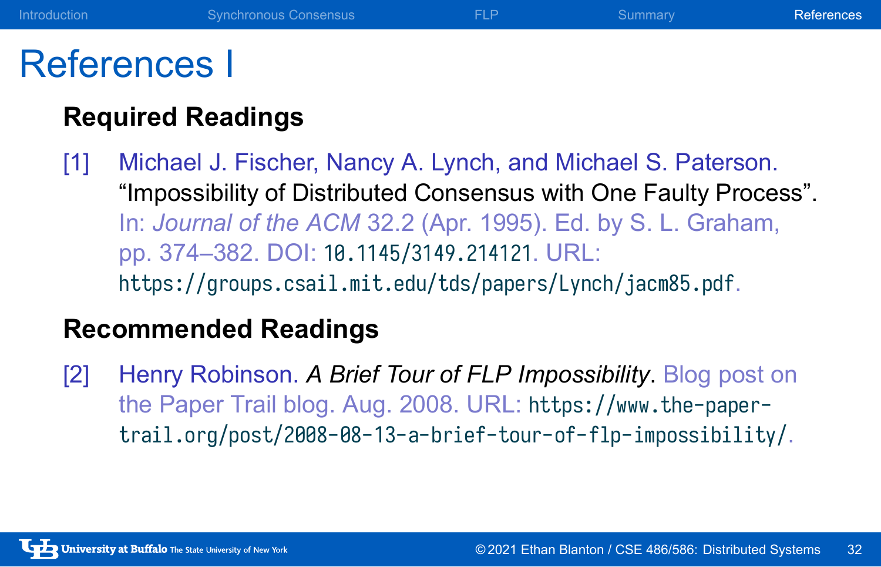# References I

## Required Readings

[1] Michael J. Fischer, Nancy A. Lynch, and Michael S. Paterson. "Impossibility of Distributed Consensus with One Faulty Process". In: *Journal of the ACM* 32.2 (Apr. 1995). Ed. by S. L. Graham, pp. 374–382. DOI: `10.1145/3149.214121`. URL: `https://groups.csail.mit.edu/tds/papers/Lynch/jacm85.pdf`.

## Recommended Readings

[2] Henry Robinson. *A Brief Tour of FLP Impossibility*. Blog post on the Paper Trail blog. Aug. 2008. URL: `https://www.the-paper-trail.org/post/2008-08-13-a-brief-tour-of-flp-impossibility/`.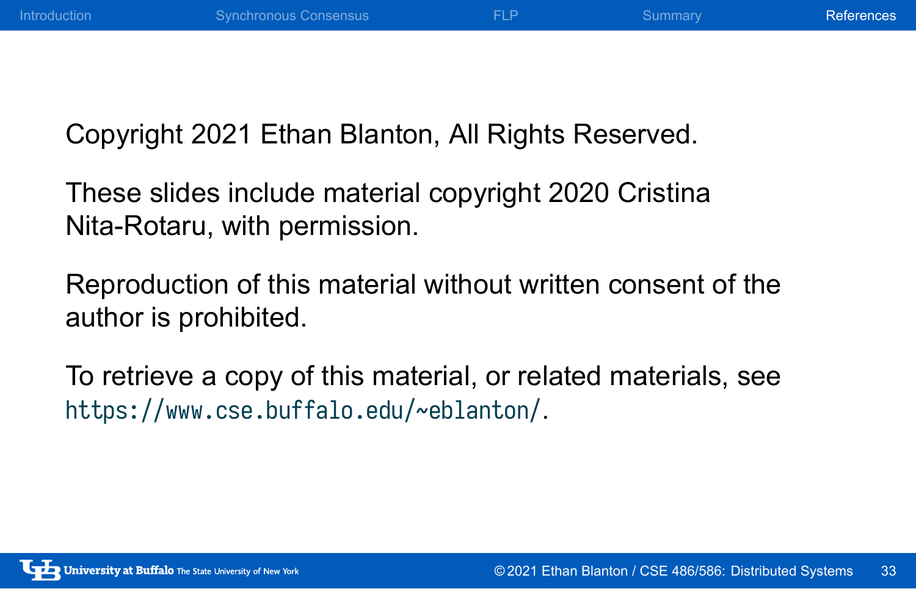Copyright 2021 Ethan Blanton, All Rights Reserved.

These slides include material copyright 2020 Cristina Nita-Rotaru, with permission.

Reproduction of this material without written consent of the author is prohibited.

To retrieve a copy of this material, or related materials, see `https://www.cse.buffalo.edu/~eblanton/`.